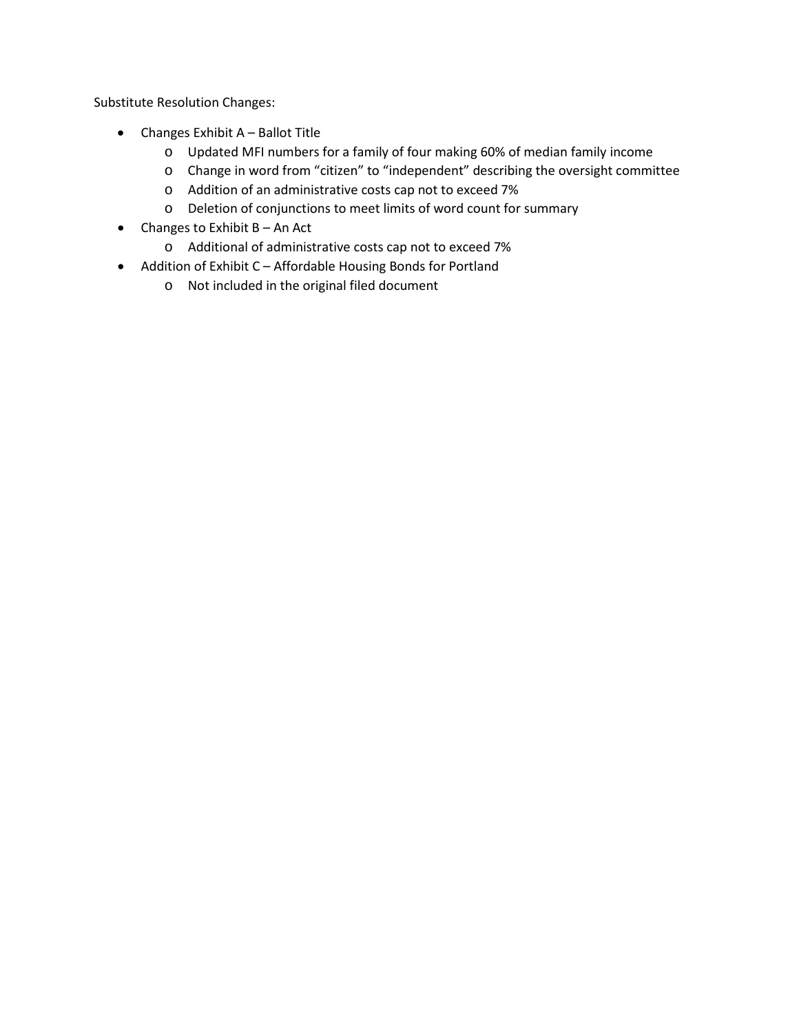Substitute Resolution Changes:

- Changes Exhibit A – Ballot Title
  - Updated MFI numbers for a family of four making 60% of median family income
  - Change in word from "citizen" to "independent" describing the oversight committee
  - Addition of an administrative costs cap not to exceed 7%
  - Deletion of conjunctions to meet limits of word count for summary
- Changes to Exhibit B – An Act
  - Additional of administrative costs cap not to exceed 7%
- Addition of Exhibit C – Affordable Housing Bonds for Portland
  - Not included in the original filed document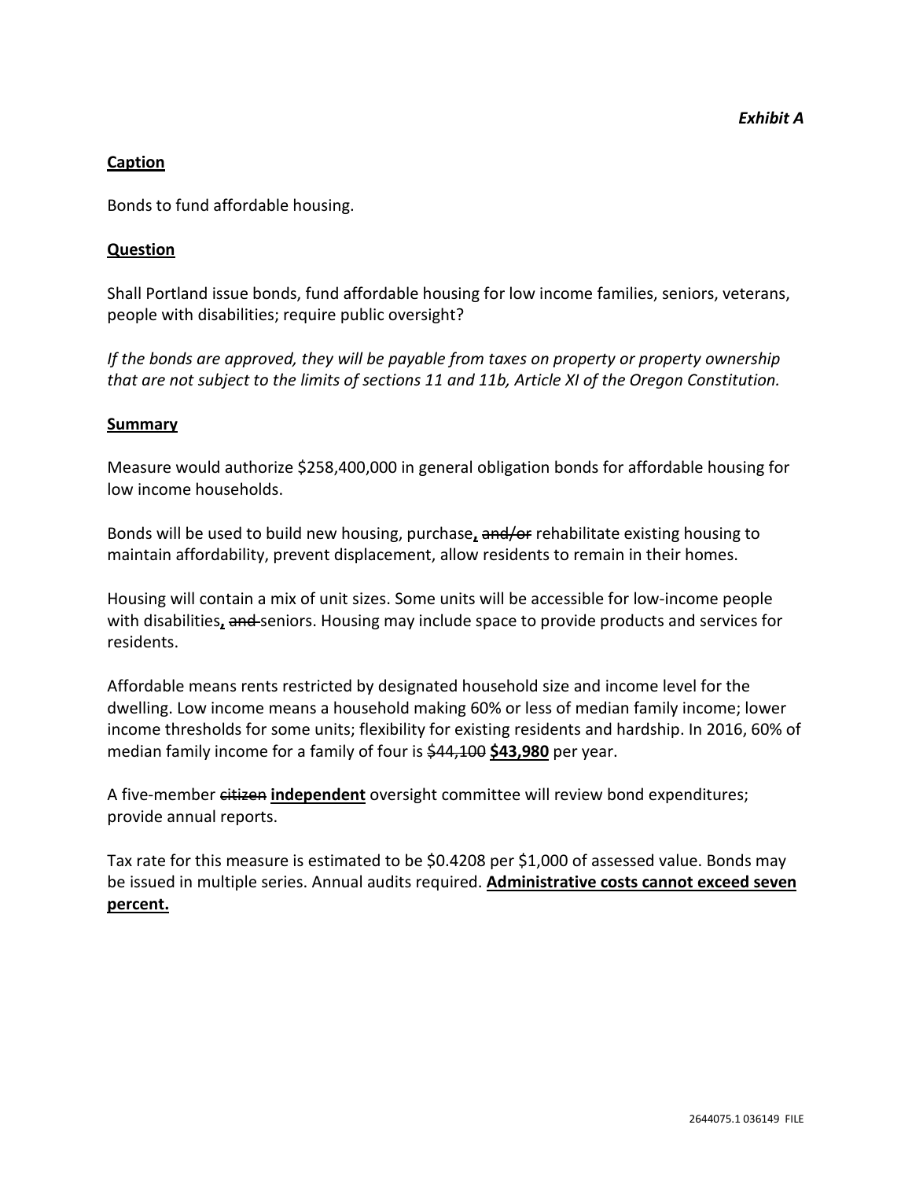*Exhibit A*

**Caption**

Bonds to fund affordable housing.

**Question**

Shall Portland issue bonds, fund affordable housing for low income families, seniors, veterans, people with disabilities; require public oversight?

*If the bonds are approved, they will be payable from taxes on property or property ownership that are not subject to the limits of sections 11 and 11b, Article XI of the Oregon Constitution.*

**Summary**

Measure would authorize $258,400,000 in general obligation bonds for affordable housing for low income households.

Bonds will be used to build new housing, purchase**,** ~~and/or~~ rehabilitate existing housing to maintain affordability, prevent displacement, allow residents to remain in their homes.

Housing will contain a mix of unit sizes. Some units will be accessible for low-income people with disabilities**,** ~~and~~ seniors. Housing may include space to provide products and services for residents.

Affordable means rents restricted by designated household size and income level for the dwelling. Low income means a household making 60% or less of median family income; lower income thresholds for some units; flexibility for existing residents and hardship. In 2016, 60% of median family income for a family of four is ~~$44,100~~ **$43,980** per year.

A five-member ~~citizen~~ **independent** oversight committee will review bond expenditures; provide annual reports.

Tax rate for this measure is estimated to be $0.4208 per $1,000 of assessed value. Bonds may be issued in multiple series. Annual audits required. **Administrative costs cannot exceed seven percent.**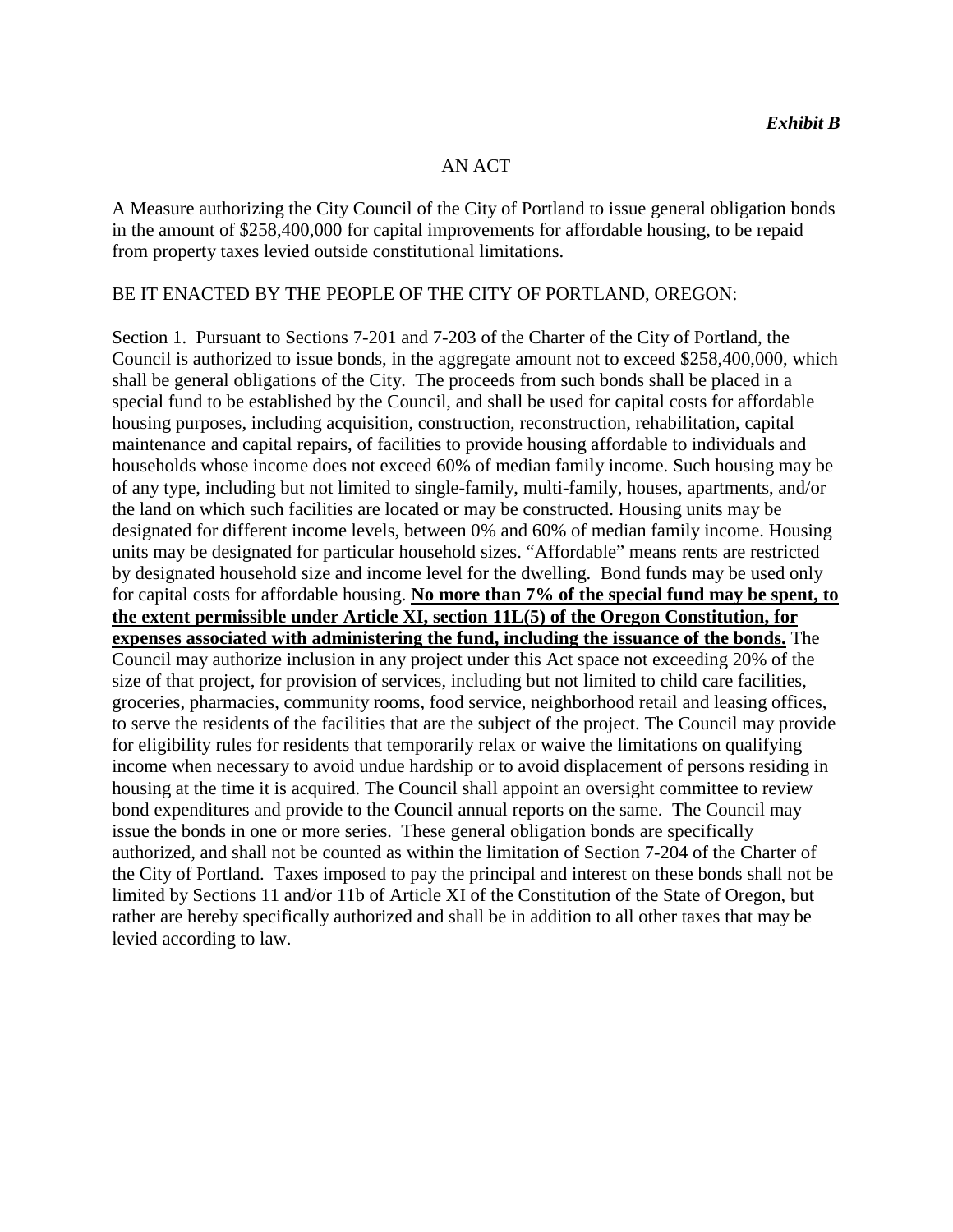***Exhibit B***

AN ACT

A Measure authorizing the City Council of the City of Portland to issue general obligation bonds in the amount of $258,400,000 for capital improvements for affordable housing, to be repaid from property taxes levied outside constitutional limitations.

BE IT ENACTED BY THE PEOPLE OF THE CITY OF PORTLAND, OREGON:

Section 1. Pursuant to Sections 7-201 and 7-203 of the Charter of the City of Portland, the Council is authorized to issue bonds, in the aggregate amount not to exceed $258,400,000, which shall be general obligations of the City. The proceeds from such bonds shall be placed in a special fund to be established by the Council, and shall be used for capital costs for affordable housing purposes, including acquisition, construction, reconstruction, rehabilitation, capital maintenance and capital repairs, of facilities to provide housing affordable to individuals and households whose income does not exceed 60% of median family income. Such housing may be of any type, including but not limited to single-family, multi-family, houses, apartments, and/or the land on which such facilities are located or may be constructed. Housing units may be designated for different income levels, between 0% and 60% of median family income. Housing units may be designated for particular household sizes. "Affordable" means rents are restricted by designated household size and income level for the dwelling. Bond funds may be used only for capital costs for affordable housing. **No more than 7% of the special fund may be spent, to the extent permissible under Article XI, section 11L(5) of the Oregon Constitution, for expenses associated with administering the fund, including the issuance of the bonds.** The Council may authorize inclusion in any project under this Act space not exceeding 20% of the size of that project, for provision of services, including but not limited to child care facilities, groceries, pharmacies, community rooms, food service, neighborhood retail and leasing offices, to serve the residents of the facilities that are the subject of the project. The Council may provide for eligibility rules for residents that temporarily relax or waive the limitations on qualifying income when necessary to avoid undue hardship or to avoid displacement of persons residing in housing at the time it is acquired. The Council shall appoint an oversight committee to review bond expenditures and provide to the Council annual reports on the same. The Council may issue the bonds in one or more series. These general obligation bonds are specifically authorized, and shall not be counted as within the limitation of Section 7-204 of the Charter of the City of Portland. Taxes imposed to pay the principal and interest on these bonds shall not be limited by Sections 11 and/or 11b of Article XI of the Constitution of the State of Oregon, but rather are hereby specifically authorized and shall be in addition to all other taxes that may be levied according to law.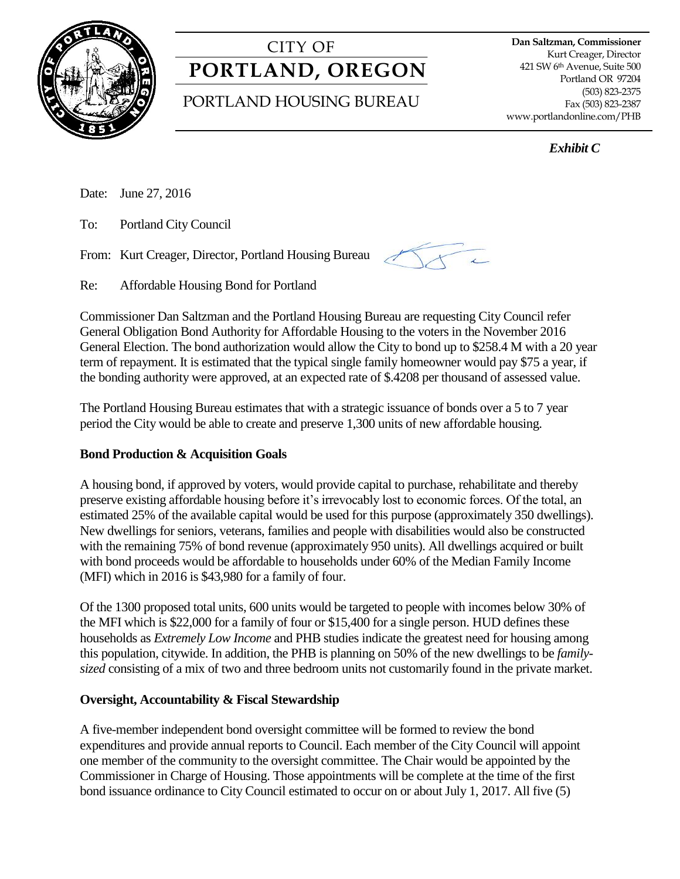CITY OF

**PORTLAND, OREGON**

PORTLAND HOUSING BUREAU

**Dan Saltzman, Commissioner**
Kurt Creager, Director
421 SW 6th Avenue, Suite 500
Portland OR 97204
(503) 823-2375
Fax (503) 823-2387
www.portlandonline.com/PHB

***Exhibit C***

Date: June 27, 2016

To: Portland City Council

From: Kurt Creager, Director, Portland Housing Bureau

Re: Affordable Housing Bond for Portland

Commissioner Dan Saltzman and the Portland Housing Bureau are requesting City Council refer General Obligation Bond Authority for Affordable Housing to the voters in the November 2016 General Election. The bond authorization would allow the City to bond up to $258.4 M with a 20 year term of repayment. It is estimated that the typical single family homeowner would pay $75 a year, if the bonding authority were approved, at an expected rate of $.4208 per thousand of assessed value.

The Portland Housing Bureau estimates that with a strategic issuance of bonds over a 5 to 7 year period the City would be able to create and preserve 1,300 units of new affordable housing.

**Bond Production & Acquisition Goals**

A housing bond, if approved by voters, would provide capital to purchase, rehabilitate and thereby preserve existing affordable housing before it's irrevocably lost to economic forces. Of the total, an estimated 25% of the available capital would be used for this purpose (approximately 350 dwellings). New dwellings for seniors, veterans, families and people with disabilities would also be constructed with the remaining 75% of bond revenue (approximately 950 units). All dwellings acquired or built with bond proceeds would be affordable to households under 60% of the Median Family Income (MFI) which in 2016 is $43,980 for a family of four.

Of the 1300 proposed total units, 600 units would be targeted to people with incomes below 30% of the MFI which is $22,000 for a family of four or $15,400 for a single person. HUD defines these households as *Extremely Low Income* and PHB studies indicate the greatest need for housing among this population, citywide. In addition, the PHB is planning on 50% of the new dwellings to be *family-sized* consisting of a mix of two and three bedroom units not customarily found in the private market.

**Oversight, Accountability & Fiscal Stewardship**

A five-member independent bond oversight committee will be formed to review the bond expenditures and provide annual reports to Council. Each member of the City Council will appoint one member of the community to the oversight committee. The Chair would be appointed by the Commissioner in Charge of Housing. Those appointments will be complete at the time of the first bond issuance ordinance to City Council estimated to occur on or about July 1, 2017. All five (5)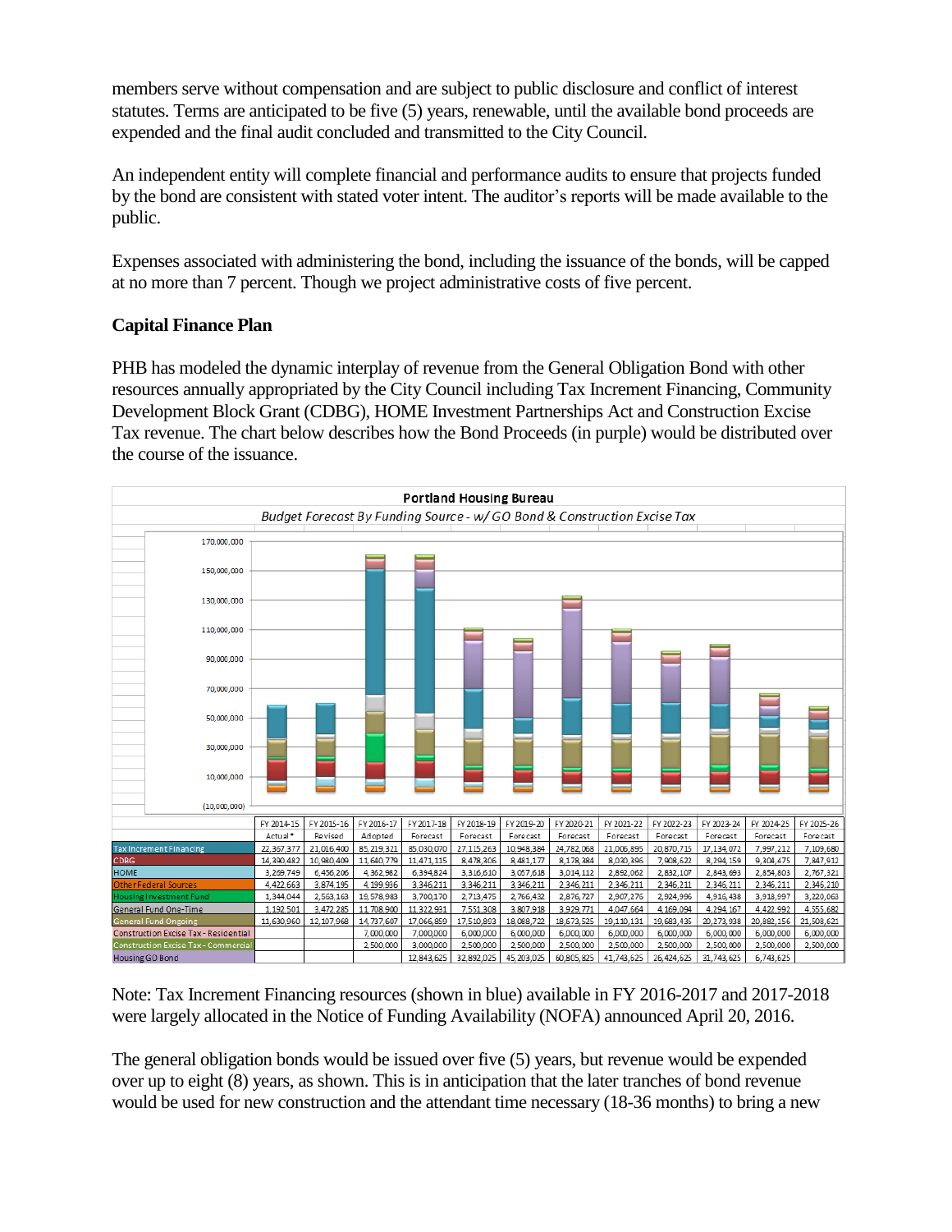members serve without compensation and are subject to public disclosure and conflict of interest statutes. Terms are anticipated to be five (5) years, renewable, until the available bond proceeds are expended and the final audit concluded and transmitted to the City Council.

An independent entity will complete financial and performance audits to ensure that projects funded by the bond are consistent with stated voter intent. The auditor's reports will be made available to the public.

Expenses associated with administering the bond, including the issuance of the bonds, will be capped at no more than 7 percent. Though we project administrative costs of five percent.

**Capital Finance Plan**

PHB has modeled the dynamic interplay of revenue from the General Obligation Bond with other resources annually appropriated by the City Council including Tax Increment Financing, Community Development Block Grant (CDBG), HOME Investment Partnerships Act and Construction Excise Tax revenue. The chart below describes how the Bond Proceeds (in purple) would be distributed over the course of the issuance.

**Portland Housing Bureau**

*Budget Forecast By Funding Source - w/ GO Bond & Construction Excise Tax*

| | FY 2014-15 Actual* | FY 2015-16 Revised | FY 2016-17 Adopted | FY 2017-18 Forecast | FY 2018-19 Forecast | FY 2019-20 Forecast | FY 2020-21 Forecast | FY 2021-22 Forecast | FY 2022-23 Forecast | FY 2023-24 Forecast | FY 2024-25 Forecast | FY 2025-26 Forecast |
|---|---|---|---|---|---|---|---|---|---|---|---|---|
| Tax Increment Financing | 22,367,377 | 21,016,400 | 85,219,321 | 85,030,070 | 27,115,263 | 10,948,384 | 24,782,068 | 21,006,895 | 20,870,715 | 17,134,072 | 7,997,212 | 7,109,680 |
| CDBG | 14,390,482 | 10,980,409 | 11,640,779 | 11,471,115 | 8,478,306 | 8,481,177 | 8,178,384 | 8,030,396 | 7,908,622 | 8,294,159 | 9,304,475 | 7,847,912 |
| HOME | 3,269,749 | 6,456,206 | 4,362,982 | 6,394,824 | 3,316,610 | 3,057,618 | 3,014,112 | 2,892,062 | 2,832,107 | 2,843,693 | 2,854,803 | 2,767,321 |
| Other Federal Sources | 4,422,663 | 3,874,195 | 4,199,936 | 3,346,211 | 3,346,211 | 3,346,211 | 2,346,211 | 2,346,211 | 2,346,211 | 2,346,211 | 2,346,211 | 2,346,210 |
| Housing Investment Fund | 1,344,044 | 2,563,163 | 19,578,983 | 3,700,170 | 2,713,475 | 2,766,432 | 2,876,727 | 2,907,276 | 2,924,996 | 4,916,438 | 3,918,997 | 3,220,063 |
| General Fund One-Time | 1,192,501 | 3,472,285 | 11,708,900 | 11,322,931 | 7,551,308 | 3,807,918 | 3,929,771 | 4,047,664 | 4,169,094 | 4,294,167 | 4,422,992 | 4,555,682 |
| General Fund Ongoing | 11,630,960 | 12,107,968 | 14,737,607 | 17,066,859 | 17,510,893 | 18,088,722 | 18,673,525 | 19,110,131 | 19,683,435 | 20,273,938 | 20,882,156 | 21,508,621 |
| Construction Excise Tax - Residential | | | 7,000,000 | 7,000,000 | 6,000,000 | 6,000,000 | 6,000,000 | 6,000,000 | 6,000,000 | 6,000,000 | 6,000,000 | 6,000,000 |
| Construction Excise Tax - Commercial | | | 2,500,000 | 3,000,000 | 2,500,000 | 2,500,000 | 2,500,000 | 2,500,000 | 2,500,000 | 2,500,000 | 2,500,000 | 2,500,000 |
| Housing GO Bond | | | | 12,843,625 | 32,892,025 | 45,203,025 | 60,805,825 | 41,743,625 | 26,424,625 | 31,743,625 | 6,743,625 | |

Note: Tax Increment Financing resources (shown in blue) available in FY 2016-2017 and 2017-2018 were largely allocated in the Notice of Funding Availability (NOFA) announced April 20, 2016.

The general obligation bonds would be issued over five (5) years, but revenue would be expended over up to eight (8) years, as shown. This is in anticipation that the later tranches of bond revenue would be used for new construction and the attendant time necessary (18-36 months) to bring a new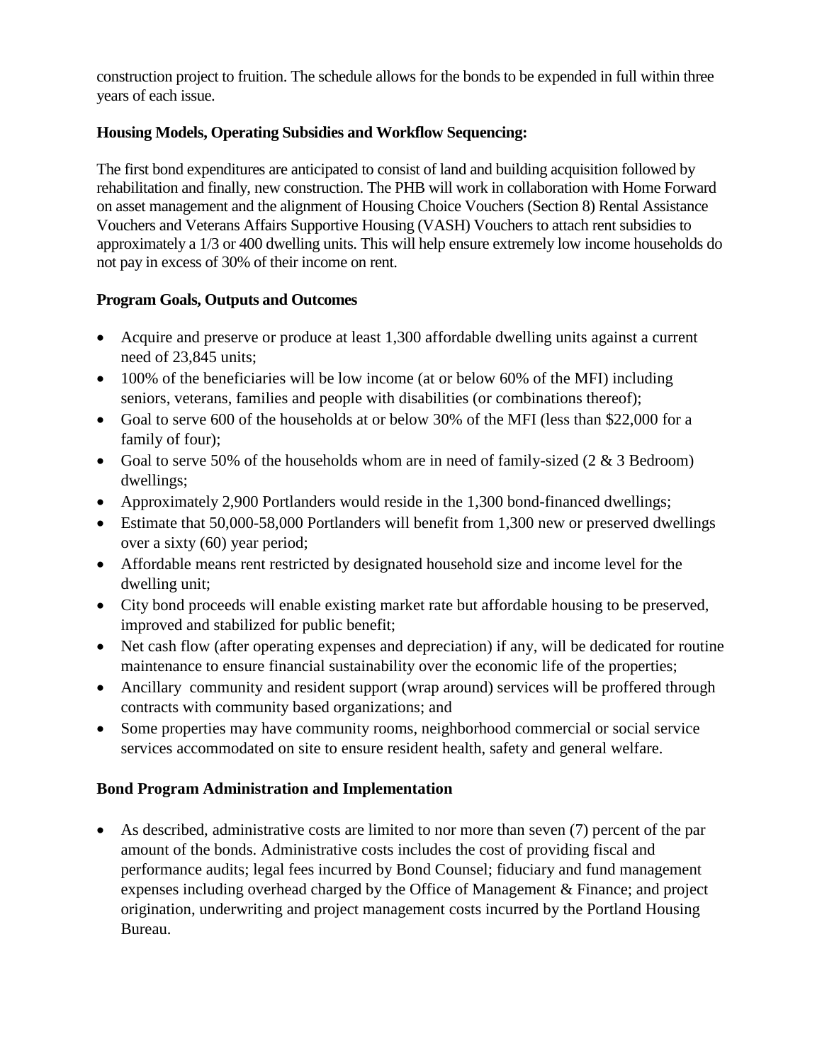construction project to fruition. The schedule allows for the bonds to be expended in full within three years of each issue.

**Housing Models, Operating Subsidies and Workflow Sequencing:**

The first bond expenditures are anticipated to consist of land and building acquisition followed by rehabilitation and finally, new construction. The PHB will work in collaboration with Home Forward on asset management and the alignment of Housing Choice Vouchers (Section 8) Rental Assistance Vouchers and Veterans Affairs Supportive Housing (VASH) Vouchers to attach rent subsidies to approximately a 1/3 or 400 dwelling units. This will help ensure extremely low income households do not pay in excess of 30% of their income on rent.

**Program Goals, Outputs and Outcomes**

- Acquire and preserve or produce at least 1,300 affordable dwelling units against a current need of 23,845 units;
- 100% of the beneficiaries will be low income (at or below 60% of the MFI) including seniors, veterans, families and people with disabilities (or combinations thereof);
- Goal to serve 600 of the households at or below 30% of the MFI (less than $22,000 for a family of four);
- Goal to serve 50% of the households whom are in need of family-sized (2 & 3 Bedroom) dwellings;
- Approximately 2,900 Portlanders would reside in the 1,300 bond-financed dwellings;
- Estimate that 50,000-58,000 Portlanders will benefit from 1,300 new or preserved dwellings over a sixty (60) year period;
- Affordable means rent restricted by designated household size and income level for the dwelling unit;
- City bond proceeds will enable existing market rate but affordable housing to be preserved, improved and stabilized for public benefit;
- Net cash flow (after operating expenses and depreciation) if any, will be dedicated for routine maintenance to ensure financial sustainability over the economic life of the properties;
- Ancillary community and resident support (wrap around) services will be proffered through contracts with community based organizations; and
- Some properties may have community rooms, neighborhood commercial or social service services accommodated on site to ensure resident health, safety and general welfare.

**Bond Program Administration and Implementation**

- As described, administrative costs are limited to nor more than seven (7) percent of the par amount of the bonds. Administrative costs includes the cost of providing fiscal and performance audits; legal fees incurred by Bond Counsel; fiduciary and fund management expenses including overhead charged by the Office of Management & Finance; and project origination, underwriting and project management costs incurred by the Portland Housing Bureau.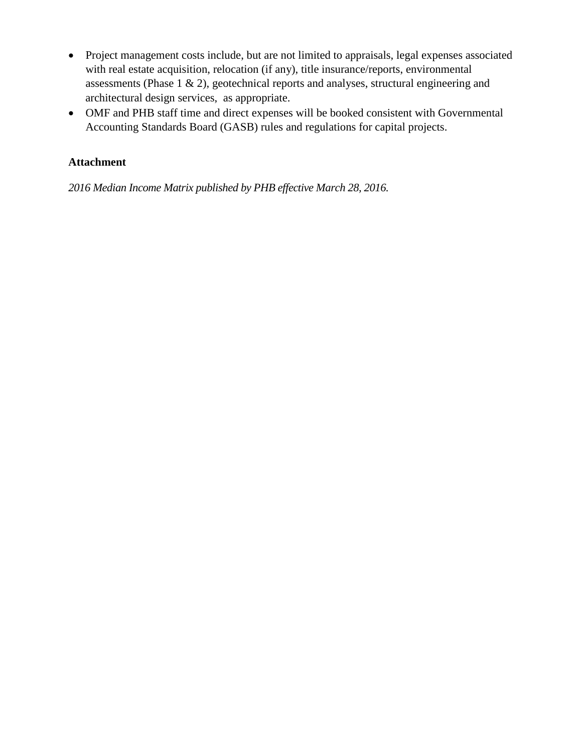- Project management costs include, but are not limited to appraisals, legal expenses associated with real estate acquisition, relocation (if any), title insurance/reports, environmental assessments (Phase 1 & 2), geotechnical reports and analyses, structural engineering and architectural design services, as appropriate.
- OMF and PHB staff time and direct expenses will be booked consistent with Governmental Accounting Standards Board (GASB) rules and regulations for capital projects.

**Attachment**

*2016 Median Income Matrix published by PHB effective March 28, 2016.*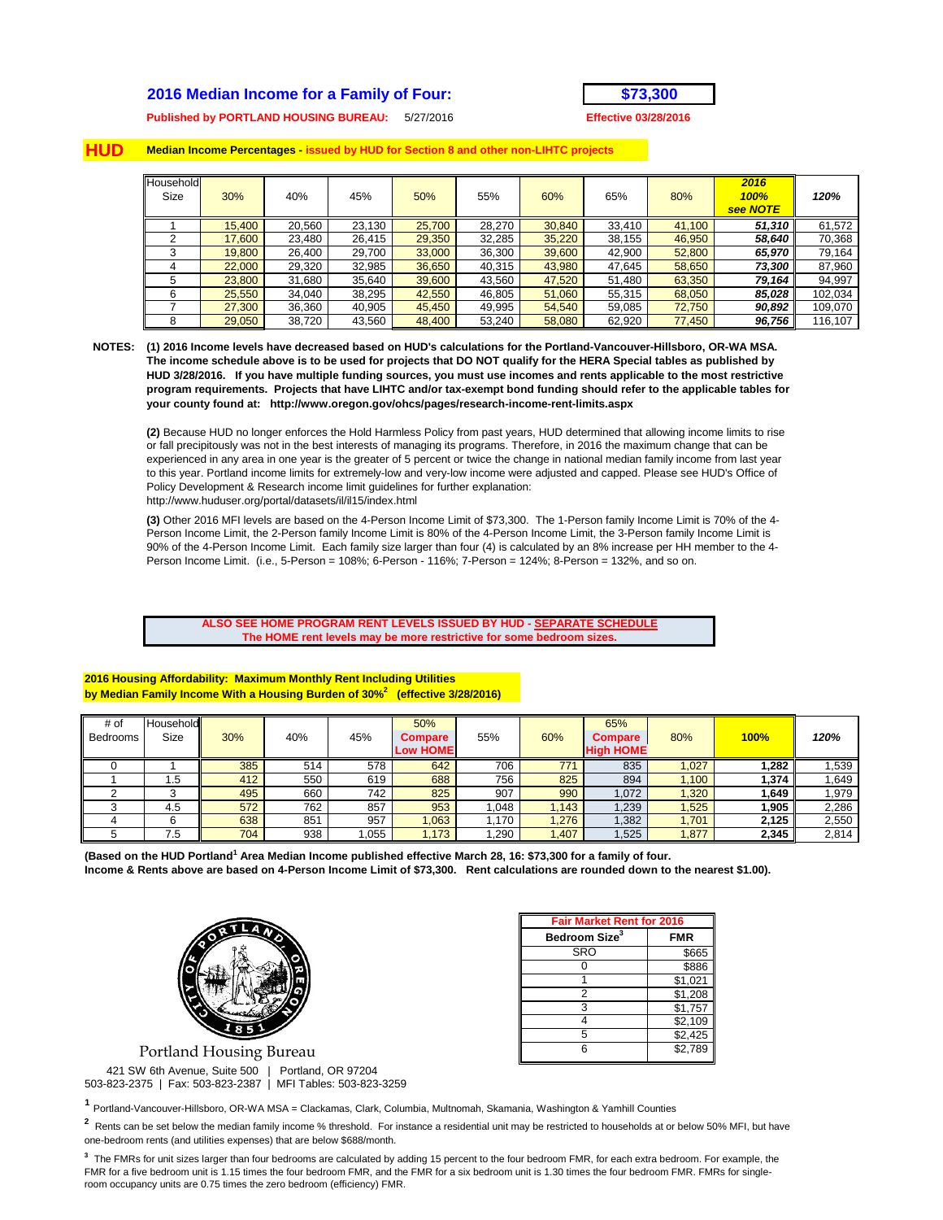## 2016 Median Income for a Family of Four: $73,300

**Published by PORTLAND HOUSING BUREAU:** 5/27/2016 **Effective 03/28/2016**

**HUD** **Median Income Percentages - issued by HUD for Section 8 and other non-LIHTC projects**

| Household Size | 30% | 40% | 45% | 50% | 55% | 60% | 65% | 80% | 2016 100% see NOTE | 120% |
|---|---|---|---|---|---|---|---|---|---|---|
| 1 | 15,400 | 20,560 | 23,130 | 25,700 | 28,270 | 30,840 | 33,410 | 41,100 | ***51,310*** | 61,572 |
| 2 | 17,600 | 23,480 | 26,415 | 29,350 | 32,285 | 35,220 | 38,155 | 46,950 | ***58,640*** | 70,368 |
| 3 | 19,800 | 26,400 | 29,700 | 33,000 | 36,300 | 39,600 | 42,900 | 52,800 | ***65,970*** | 79,164 |
| 4 | 22,000 | 29,320 | 32,985 | 36,650 | 40,315 | 43,980 | 47,645 | 58,650 | ***73,300*** | 87,960 |
| 5 | 23,800 | 31,680 | 35,640 | 39,600 | 43,560 | 47,520 | 51,480 | 63,350 | ***79,164*** | 94,997 |
| 6 | 25,550 | 34,040 | 38,295 | 42,550 | 46,805 | 51,060 | 55,315 | 68,050 | ***85,028*** | 102,034 |
| 7 | 27,300 | 36,360 | 40,905 | 45,450 | 49,995 | 54,540 | 59,085 | 72,750 | ***90,892*** | 109,070 |
| 8 | 29,050 | 38,720 | 43,560 | 48,400 | 53,240 | 58,080 | 62,920 | 77,450 | ***96,756*** | 116,107 |

**NOTES:** **(1) 2016 Income levels have decreased based on HUD's calculations for the Portland-Vancouver-Hillsboro, OR-WA MSA. The income schedule above is to be used for projects that DO NOT qualify for the HERA Special tables as published by HUD 3/28/2016. If you have multiple funding sources, you must use incomes and rents applicable to the most restrictive program requirements. Projects that have LIHTC and/or tax-exempt bond funding should refer to the applicable tables for your county found at: http://www.oregon.gov/ohcs/pages/research-income-rent-limits.aspx**

**(2)** Because HUD no longer enforces the Hold Harmless Policy from past years, HUD determined that allowing income limits to rise or fall precipitously was not in the best interests of managing its programs. Therefore, in 2016 the maximum change that can be experienced in any area in one year is the greater of 5 percent or twice the change in national median family income from last year to this year. Portland income limits for extremely-low and very-low income were adjusted and capped. Please see HUD's Office of Policy Development & Research income limit guidelines for further explanation:
http://www.huduser.org/portal/datasets/il/il15/index.html

**(3)** Other 2016 MFI levels are based on the 4-Person Income Limit of $73,300. The 1-Person family Income Limit is 70% of the 4-Person Income Limit, the 2-Person family Income Limit is 80% of the 4-Person Income Limit, the 3-Person family Income Limit is 90% of the 4-Person Income Limit. Each family size larger than four (4) is calculated by an 8% increase per HH member to the 4-Person Income Limit. (i.e., 5-Person = 108%; 6-Person - 116%; 7-Person = 124%; 8-Person = 132%, and so on.

**ALSO SEE HOME PROGRAM RENT LEVELS ISSUED BY HUD - SEPARATE SCHEDULE**
**The HOME rent levels may be more restrictive for some bedroom sizes.**

**2016 Housing Affordability: Maximum Monthly Rent Including Utilities by Median Family Income With a Housing Burden of 30%[2] (effective 3/28/2016)**

| # of Bedrooms | Household Size | 30% | 40% | 45% | 50% Compare Low HOME | 55% | 60% | 65% Compare High HOME | 80% | 100% | 120% |
|---|---|---|---|---|---|---|---|---|---|---|---|
| 0 | 1 | 385 | 514 | 578 | 642 | 706 | 771 | 835 | 1,027 | **1,282** | 1,539 |
| 1 | 1.5 | 412 | 550 | 619 | 688 | 756 | 825 | 894 | 1,100 | **1,374** | 1,649 |
| 2 | 3 | 495 | 660 | 742 | 825 | 907 | 990 | 1,072 | 1,320 | **1,649** | 1,979 |
| 3 | 4.5 | 572 | 762 | 857 | 953 | 1,048 | 1,143 | 1,239 | 1,525 | **1,905** | 2,286 |
| 4 | 6 | 638 | 851 | 957 | 1,063 | 1,170 | 1,276 | 1,382 | 1,701 | **2,125** | 2,550 |
| 5 | 7.5 | 704 | 938 | 1,055 | 1,173 | 1,290 | 1,407 | 1,525 | 1,877 | **2,345** | 2,814 |

**(Based on the HUD Portland[1] Area Median Income published effective March 28, 16: $73,300 for a family of four. Income & Rents above are based on 4-Person Income Limit of $73,300. Rent calculations are rounded down to the nearest $1.00).**

| Fair Market Rent for 2016 | |
|---|---|
| **Bedroom Size[3]** | **FMR** |
| SRO | $665 |
| 0 | $886 |
| 1 | $1,021 |
| 2 | $1,208 |
| 3 | $1,757 |
| 4 | $2,109 |
| 5 | $2,425 |
| 6 | $2,789 |

Portland Housing Bureau
421 SW 6th Avenue, Suite 500 | Portland, OR 97204
503-823-2375 | Fax: 503-823-2387 | MFI Tables: 503-823-3259

[1] Portland-Vancouver-Hillsboro, OR-WA MSA = Clackamas, Clark, Columbia, Multnomah, Skamania, Washington & Yamhill Counties

[2] Rents can be set below the median family income % threshold. For instance a residential unit may be restricted to households at or below 50% MFI, but have one-bedroom rents (and utilities expenses) that are below $688/month.

[3] The FMRs for unit sizes larger than four bedrooms are calculated by adding 15 percent to the four bedroom FMR, for each extra bedroom. For example, the FMR for a five bedroom unit is 1.15 times the four bedroom FMR, and the FMR for a six bedroom unit is 1.30 times the four bedroom FMR. FMRs for single-room occupancy units are 0.75 times the zero bedroom (efficiency) FMR.